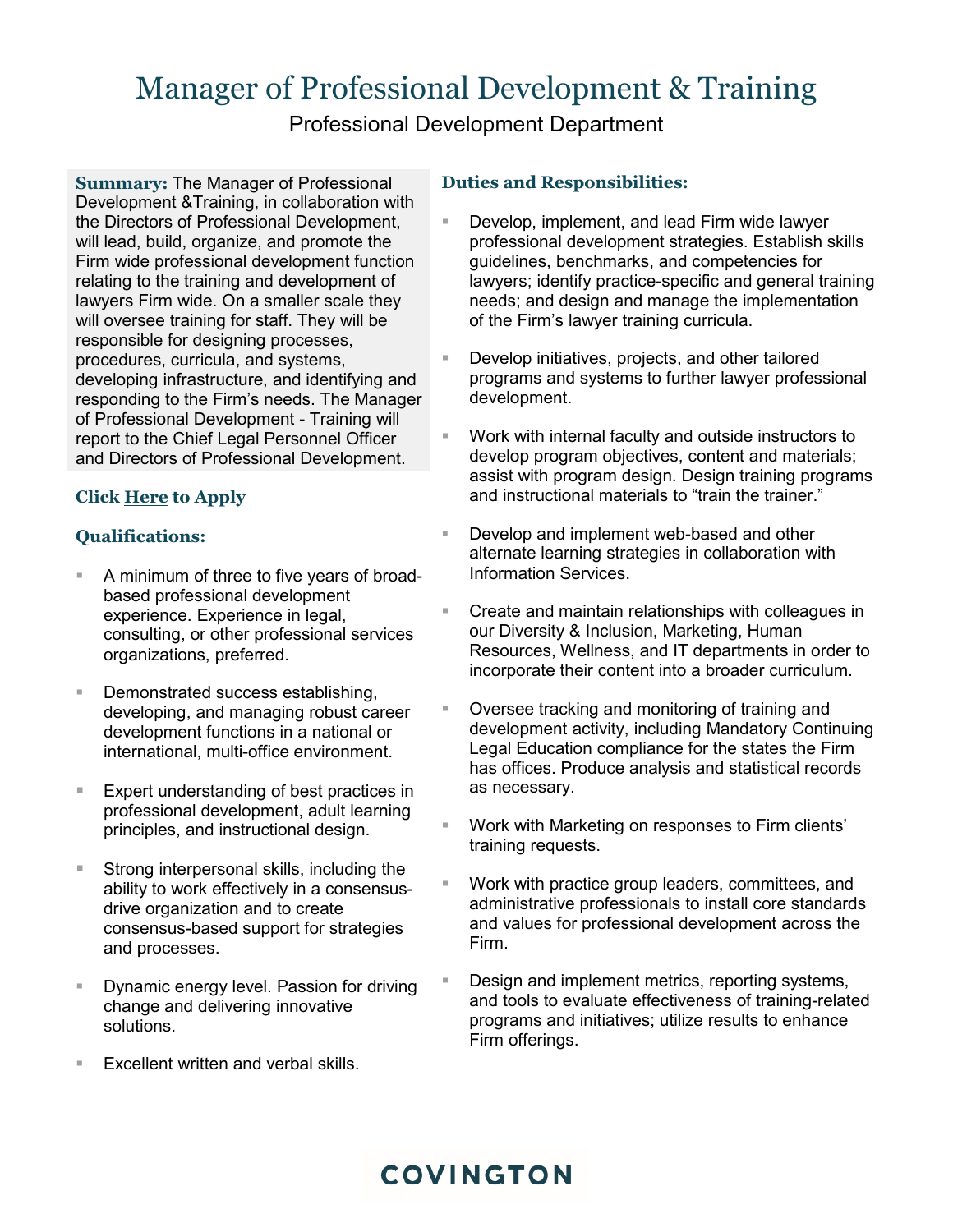# Manager of Professional Development & Training

Professional Development Department

**Summary:** The Manager of Professional Development &Training, in collaboration with the Directors of Professional Development, will lead, build, organize, and promote the Firm wide professional development function relating to the training and development of lawyers Firm wide. On a smaller scale they will oversee training for staff. They will be responsible for designing processes, procedures, curricula, and systems, developing infrastructure, and identifying and responding to the Firm's needs. The Manager of Professional Development - Training will report to the Chief Legal Personnel Officer and Directors of Professional Development.

**Click Here to Apply**

## Qualifications:

- A minimum of three to five years of broad-based professional development experience. Experience in legal, consulting, or other professional services organizations, preferred.
- Demonstrated success establishing, developing, and managing robust career development functions in a national or international, multi-office environment.
- Expert understanding of best practices in professional development, adult learning principles, and instructional design.
- Strong interpersonal skills, including the ability to work effectively in a consensus-drive organization and to create consensus-based support for strategies and processes.
- Dynamic energy level. Passion for driving change and delivering innovative solutions.
- Excellent written and verbal skills.

## Duties and Responsibilities:

- Develop, implement, and lead Firm wide lawyer professional development strategies. Establish skills guidelines, benchmarks, and competencies for lawyers; identify practice-specific and general training needs; and design and manage the implementation of the Firm's lawyer training curricula.
- Develop initiatives, projects, and other tailored programs and systems to further lawyer professional development.
- Work with internal faculty and outside instructors to develop program objectives, content and materials; assist with program design. Design training programs and instructional materials to "train the trainer."
- Develop and implement web-based and other alternate learning strategies in collaboration with Information Services.
- Create and maintain relationships with colleagues in our Diversity & Inclusion, Marketing, Human Resources, Wellness, and IT departments in order to incorporate their content into a broader curriculum.
- Oversee tracking and monitoring of training and development activity, including Mandatory Continuing Legal Education compliance for the states the Firm has offices. Produce analysis and statistical records as necessary.
- Work with Marketing on responses to Firm clients' training requests.
- Work with practice group leaders, committees, and administrative professionals to install core standards and values for professional development across the Firm.
- Design and implement metrics, reporting systems, and tools to evaluate effectiveness of training-related programs and initiatives; utilize results to enhance Firm offerings.

COVINGTON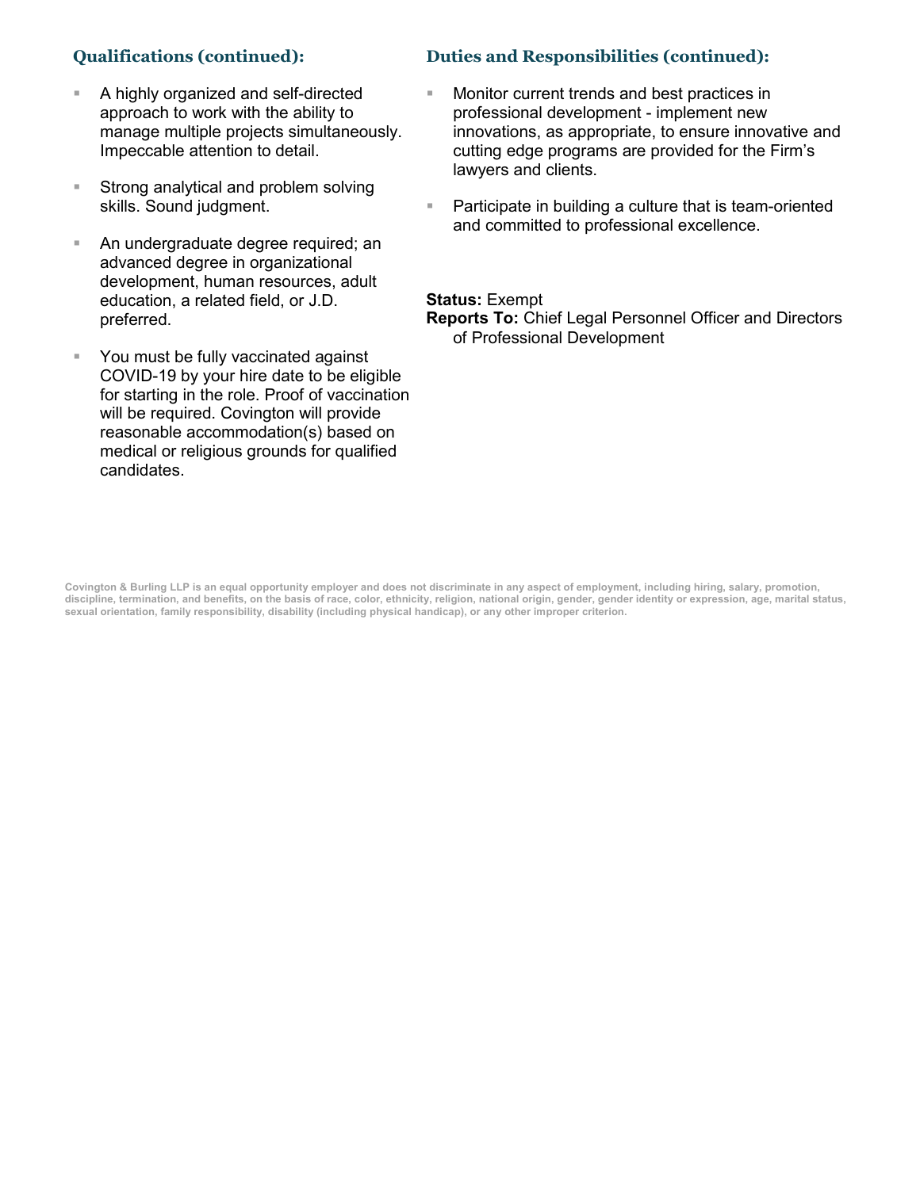### Qualifications (continued):

- A highly organized and self-directed approach to work with the ability to manage multiple projects simultaneously. Impeccable attention to detail.
- Strong analytical and problem solving skills. Sound judgment.
- An undergraduate degree required; an advanced degree in organizational development, human resources, adult education, a related field, or J.D. preferred.
- You must be fully vaccinated against COVID-19 by your hire date to be eligible for starting in the role. Proof of vaccination will be required. Covington will provide reasonable accommodation(s) based on medical or religious grounds for qualified candidates.

### Duties and Responsibilities (continued):

- Monitor current trends and best practices in professional development - implement new innovations, as appropriate, to ensure innovative and cutting edge programs are provided for the Firm's lawyers and clients.
- Participate in building a culture that is team-oriented and committed to professional excellence.

**Status:** Exempt
**Reports To:** Chief Legal Personnel Officer and Directors of Professional Development

Covington & Burling LLP is an equal opportunity employer and does not discriminate in any aspect of employment, including hiring, salary, promotion, discipline, termination, and benefits, on the basis of race, color, ethnicity, religion, national origin, gender, gender identity or expression, age, marital status, sexual orientation, family responsibility, disability (including physical handicap), or any other improper criterion.